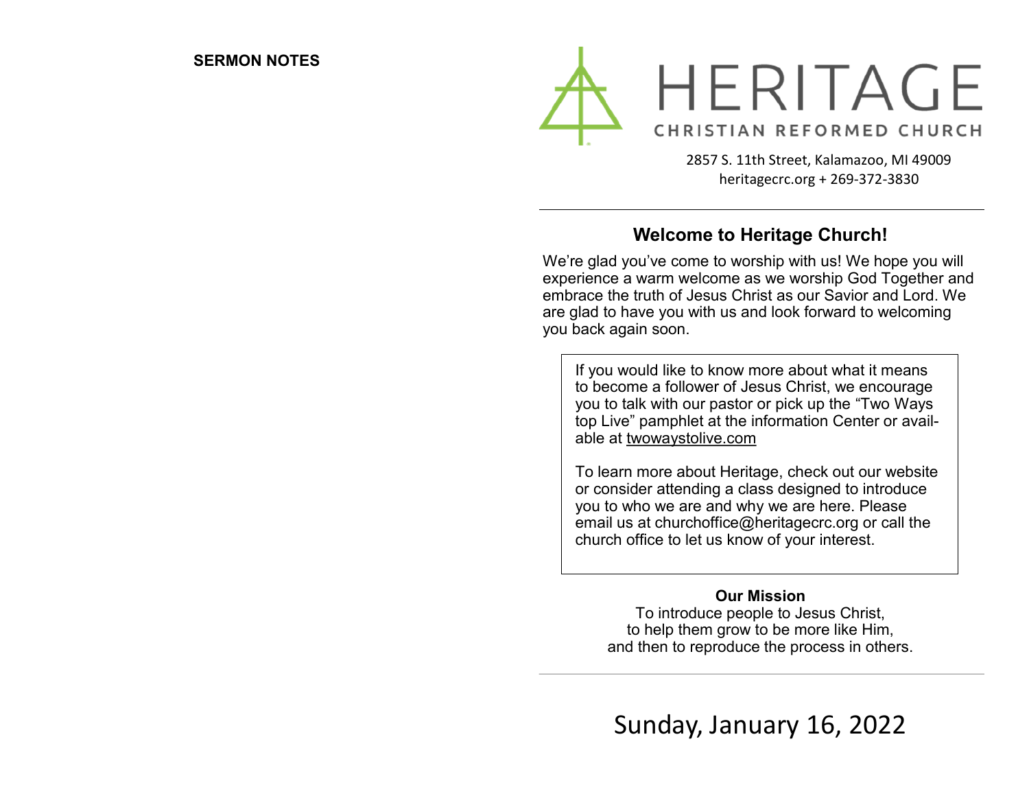**SERMON NOTES**

# HERITAGE

CHRISTIAN REFORMED CHURCH

2857 S. 11th Street, Kalamazoo, MI 49009
heritagecrc.org + 269-372-3830

## Welcome to Heritage Church!

We're glad you've come to worship with us! We hope you will experience a warm welcome as we worship God Together and embrace the truth of Jesus Christ as our Savior and Lord. We are glad to have you with us and look forward to welcoming you back again soon.

If you would like to know more about what it means to become a follower of Jesus Christ, we encourage you to talk with our pastor or pick up the "Two Ways top Live" pamphlet at the information Center or available at twowaystolive.com

To learn more about Heritage, check out our website or consider attending a class designed to introduce you to who we are and why we are here. Please email us at churchoffice@heritagecrc.org or call the church office to let us know of your interest.

**Our Mission**

To introduce people to Jesus Christ,
to help them grow to be more like Him,
and then to reproduce the process in others.

Sunday, January 16, 2022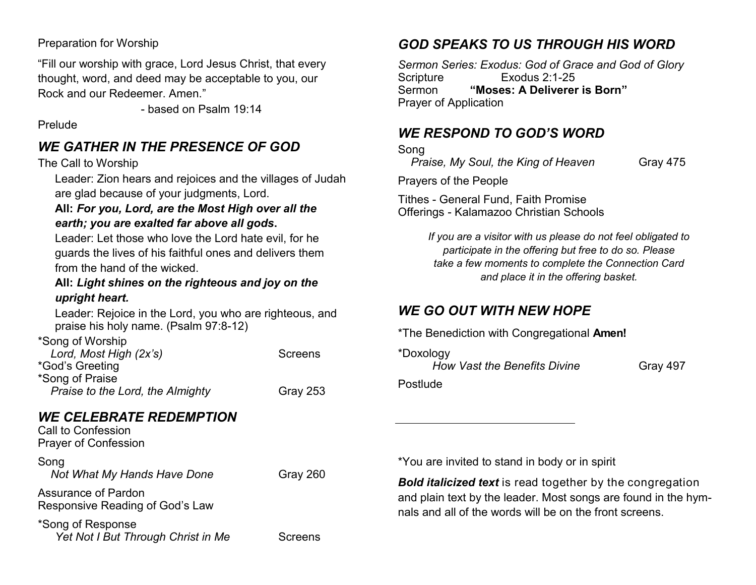Preparation for Worship

"Fill our worship with grace, Lord Jesus Christ, that every thought, word, and deed may be acceptable to you, our Rock and our Redeemer. Amen."

- based on Psalm 19:14

Prelude

## *WE GATHER IN THE PRESENCE OF GOD*

The Call to Worship

Leader: Zion hears and rejoices and the villages of Judah are glad because of your judgments, Lord.

**All:** ***For you, Lord, are the Most High over all the earth; you are exalted far above all gods.***

Leader: Let those who love the Lord hate evil, for he guards the lives of his faithful ones and delivers them from the hand of the wicked.

**All:** ***Light shines on the righteous and joy on the upright heart.***

Leader: Rejoice in the Lord, you who are righteous, and praise his holy name. (Psalm 97:8-12)

*Song of Worship
*Lord, Most High (2x's)* — Screens

*God's Greeting

*Song of Praise
*Praise to the Lord, the Almighty* — Gray 253

## *WE CELEBRATE REDEMPTION*

Call to Confession

Prayer of Confession

Song
*Not What My Hands Have Done* — Gray 260

Assurance of Pardon

Responsive Reading of God's Law

*Song of Response
*Yet Not I But Through Christ in Me* — Screens

## *GOD SPEAKS TO US THROUGH HIS WORD*

*Sermon Series: Exodus: God of Grace and God of Glory*

Scripture — Exodus 2:1-25

Sermon — **"Moses: A Deliverer is Born"**

Prayer of Application

## *WE RESPOND TO GOD'S WORD*

Song
*Praise, My Soul, the King of Heaven* — Gray 475

Prayers of the People

Tithes - General Fund, Faith Promise

Offerings - Kalamazoo Christian Schools

*If you are a visitor with us please do not feel obligated to participate in the offering but free to do so. Please take a few moments to complete the Connection Card and place it in the offering basket.*

## *WE GO OUT WITH NEW HOPE*

*The Benediction with Congregational **Amen!**

*Doxology
*How Vast the Benefits Divine* — Gray 497

Postlude

---

*You are invited to stand in body or in spirit

***Bold italicized text*** is read together by the congregation and plain text by the leader. Most songs are found in the hymnals and all of the words will be on the front screens.